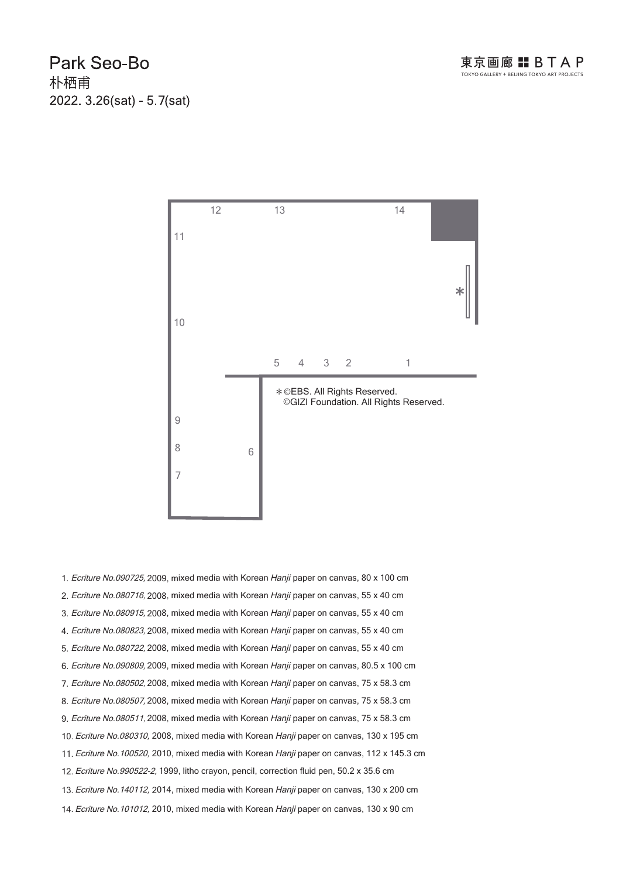# Park Seo-Bo

朴栖甫

2022. 3.26(sat) - 5.7(sat)

東京画廊 BTAP
TOKYO GALLERY + BEIJING TOKYO ART PROJECTS

12 13 14

11

10

5 4 3 2 1

9

8

7

6

*

＊©EBS. All Rights Reserved.
©GIZI Foundation. All Rights Reserved.

1. *Ecriture No.090725,* 2009, mixed media with Korean *Hanji* paper on canvas, 80 x 100 cm
2. *Ecriture No.080716,* 2008, mixed media with Korean *Hanji* paper on canvas, 55 x 40 cm
3. *Ecriture No.080915,* 2008, mixed media with Korean *Hanji* paper on canvas, 55 x 40 cm
4. *Ecriture No.080823,* 2008, mixed media with Korean *Hanji* paper on canvas, 55 x 40 cm
5. *Ecriture No.080722,* 2008, mixed media with Korean *Hanji* paper on canvas, 55 x 40 cm
6. *Ecriture No.090809,* 2009, mixed media with Korean *Hanji* paper on canvas, 80.5 x 100 cm
7. *Ecriture No.080502,* 2008, mixed media with Korean *Hanji* paper on canvas, 75 x 58.3 cm
8. *Ecriture No.080507,* 2008, mixed media with Korean *Hanji* paper on canvas, 75 x 58.3 cm
9. *Ecriture No.080511,* 2008, mixed media with Korean *Hanji* paper on canvas, 75 x 58.3 cm
10. *Ecriture No.080310,* 2008, mixed media with Korean *Hanji* paper on canvas, 130 x 195 cm
11. *Ecriture No.100520,* 2010, mixed media with Korean *Hanji* paper on canvas, 112 x 145.3 cm
12. *Ecriture No.990522-2,* 1999, litho crayon, pencil, correction fluid pen, 50.2 x 35.6 cm
13. *Ecriture No.140112,* 2014, mixed media with Korean *Hanji* paper on canvas, 130 x 200 cm
14. *Ecriture No.101012,* 2010, mixed media with Korean *Hanji* paper on canvas, 130 x 90 cm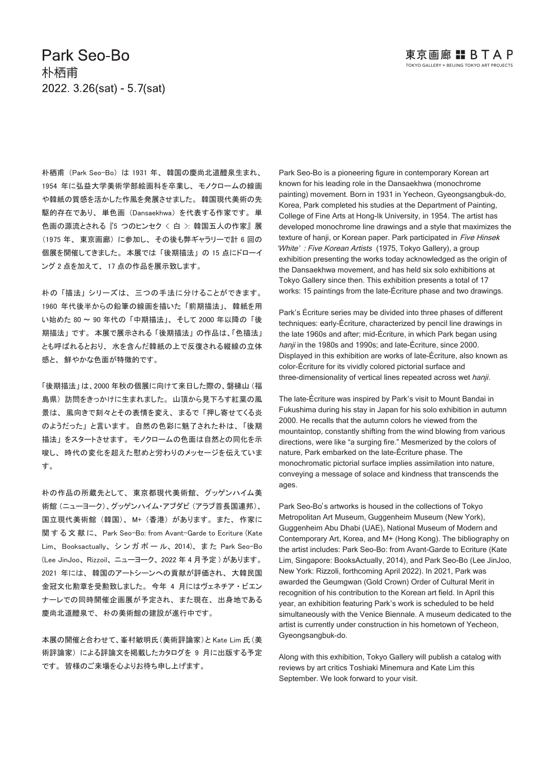# Park Seo-Bo

## 朴栖甫

2022. 3.26(sat) - 5.7(sat)

東京画廊 ■■ B T A P
TOKYO GALLERY + BEIJING TOKYO ART PROJECTS

朴栖甫（Park Seo-Bo）は 1931 年、韓国の慶尚北道醴泉生まれ、1954 年に弘益大学美術学部絵画科を卒業し、モノクロームの線画や韓紙の質感を活かした作風を発展させました。韓国現代美術の先駆的存在であり、単色画（Dansaekhwa）を代表する作家です。単色画の源流とされる『5 つのヒンセク < 白 >: 韓国五人の作家』展（1975 年、東京画廊）に参加し、その後も弊ギャラリーで計 6 回の個展を開催してきました。本展では「後期描法」の 15 点にドローイング 2 点を加えて、17 点の作品を展示致します。

朴の「描法」シリーズは、三つの手法に分けることができます。1960 年代後半からの鉛筆の線画を描いた「前期描法」、韓紙を用い始めた 80 〜 90 年代の「中期描法」、そして 2000 年以降の「後期描法」です。本展で展示される「後期描法」の作品は、「色描法」とも呼ばれるとおり、水を含んだ韓紙の上で反復される縦線の立体感と、鮮やかな色面が特徴的です。

「後期描法」は、2000 年秋の個展に向けて来日した際の、磐梯山（福島県）訪問をきっかけに生まれました。山頂から見下ろす紅葉の風景は、風向きで刻々とその表情を変え、まるで「押し寄せてくる炎のようだった」と言います。自然の色彩に魅了された朴は、「後期描法」をスタートさせます。モノクロームの色面は自然との同化を示唆し、時代の変化を超えた慰めと労わりのメッセージを伝えています。

朴の作品の所蔵先として、東京都現代美術館、グッゲンハイム美術館（ニューヨーク）、グッゲンハイム・アブダビ（アラブ首長国連邦）、国立現代美術館（韓国）、M+（香港）があります。また、作家に関する文献に、Park Seo-Bo: from Avant-Garde to Ecriture (Kate Lim、Booksactually、シンガポール、2014)、また Park Seo-Bo (Lee JinJoo、Rizzoil、ニューヨーク、2022 年 4 月予定 ) があります。2021 年には、韓国のアートシーンへの貢献が評価され、大韓民国金冠文化勲章を受勲致しました。今年 4 月にはヴェネチア・ビエンナーレでの同時開催企画展が予定され、また現在、出身地である慶尚北道醴泉で、朴の美術館の建設が進行中です。

本展の開催と合わせて、峯村敏明氏（美術評論家）と Kate Lim 氏（美術評論家）による評論文を掲載したカタログを 9 月に出版する予定です。皆様のご来場を心よりお待ち申し上げます。

Park Seo-Bo is a pioneering figure in contemporary Korean art known for his leading role in the Dansaekhwa (monochrome painting) movement. Born in 1931 in Yecheon, Gyeongsangbuk-do, Korea, Park completed his studies at the Department of Painting, College of Fine Arts at Hong-Ik University, in 1954. The artist has developed monochrome line drawings and a style that maximizes the texture of hanji, or Korean paper. Park participated in *Five Hinsek 'White' : Five Korean Artists* (1975, Tokyo Gallery), a group exhibition presenting the works today acknowledged as the origin of the Dansaekhwa movement, and has held six solo exhibitions at Tokyo Gallery since then. This exhibition presents a total of 17 works: 15 paintings from the late-Écriture phase and two drawings.

Park's Écriture series may be divided into three phases of different techniques: early-Écriture, characterized by pencil line drawings in the late 1960s and after; mid-Écriture, in which Park began using *hanji* in the 1980s and 1990s; and late-Écriture, since 2000. Displayed in this exhibition are works of late-Écriture, also known as color-Écriture for its vividly colored pictorial surface and three-dimensionality of vertical lines repeated across wet *hanji*.

The late-Écriture was inspired by Park's visit to Mount Bandai in Fukushima during his stay in Japan for his solo exhibition in autumn 2000. He recalls that the autumn colors he viewed from the mountaintop, constantly shifting from the wind blowing from various directions, were like "a surging fire." Mesmerized by the colors of nature, Park embarked on the late-Écriture phase. The monochromatic pictorial surface implies assimilation into nature, conveying a message of solace and kindness that transcends the ages.

Park Seo-Bo's artworks is housed in the collections of Tokyo Metropolitan Art Museum, Guggenheim Museum (New York), Guggenheim Abu Dhabi (UAE), National Museum of Modern and Contemporary Art, Korea, and M+ (Hong Kong). The bibliography on the artist includes: Park Seo-Bo: from Avant-Garde to Ecriture (Kate Lim, Singapore: BooksActually, 2014), and Park Seo-Bo (Lee JinJoo, New York: Rizzoli, forthcoming April 2022). In 2021, Park was awarded the Geumgwan (Gold Crown) Order of Cultural Merit in recognition of his contribution to the Korean art field. In April this year, an exhibition featuring Park's work is scheduled to be held simultaneously with the Venice Biennale. A museum dedicated to the artist is currently under construction in his hometown of Yecheon, Gyeongsangbuk-do.

Along with this exhibition, Tokyo Gallery will publish a catalog with reviews by art critics Toshiaki Minemura and Kate Lim this September. We look forward to your visit.